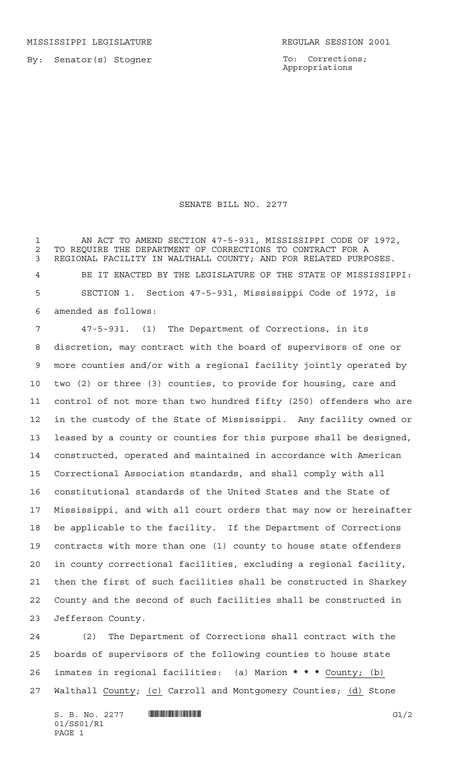MISSISSIPPI LEGISLATURE REGULAR SESSION 2001

By: Senator(s) Stogner

To: Corrections; Appropriations

# SENATE BILL NO. 2277

AN ACT TO AMEND SECTION 47-5-931, MISSISSIPPI CODE OF 1972, TO REQUIRE THE DEPARTMENT OF CORRECTIONS TO CONTRACT FOR A REGIONAL FACILITY IN WALTHALL COUNTY; AND FOR RELATED PURPOSES.

BE IT ENACTED BY THE LEGISLATURE OF THE STATE OF MISSISSIPPI:

SECTION 1. Section 47-5-931, Mississippi Code of 1972, is amended as follows:

47-5-931. (1) The Department of Corrections, in its discretion, may contract with the board of supervisors of one or more counties and/or with a regional facility jointly operated by two (2) or three (3) counties, to provide for housing, care and control of not more than two hundred fifty (250) offenders who are in the custody of the State of Mississippi. Any facility owned or leased by a county or counties for this purpose shall be designed, constructed, operated and maintained in accordance with American Correctional Association standards, and shall comply with all constitutional standards of the United States and the State of Mississippi, and with all court orders that may now or hereinafter be applicable to the facility. If the Department of Corrections contracts with more than one (1) county to house state offenders in county correctional facilities, excluding a regional facility, then the first of such facilities shall be constructed in Sharkey County and the second of such facilities shall be constructed in Jefferson County.

(2) The Department of Corrections shall contract with the boards of supervisors of the following counties to house state inmates in regional facilities: (a) Marion * * * County; (b) Walthall County; (c) Carroll and Montgomery Counties; (d) Stone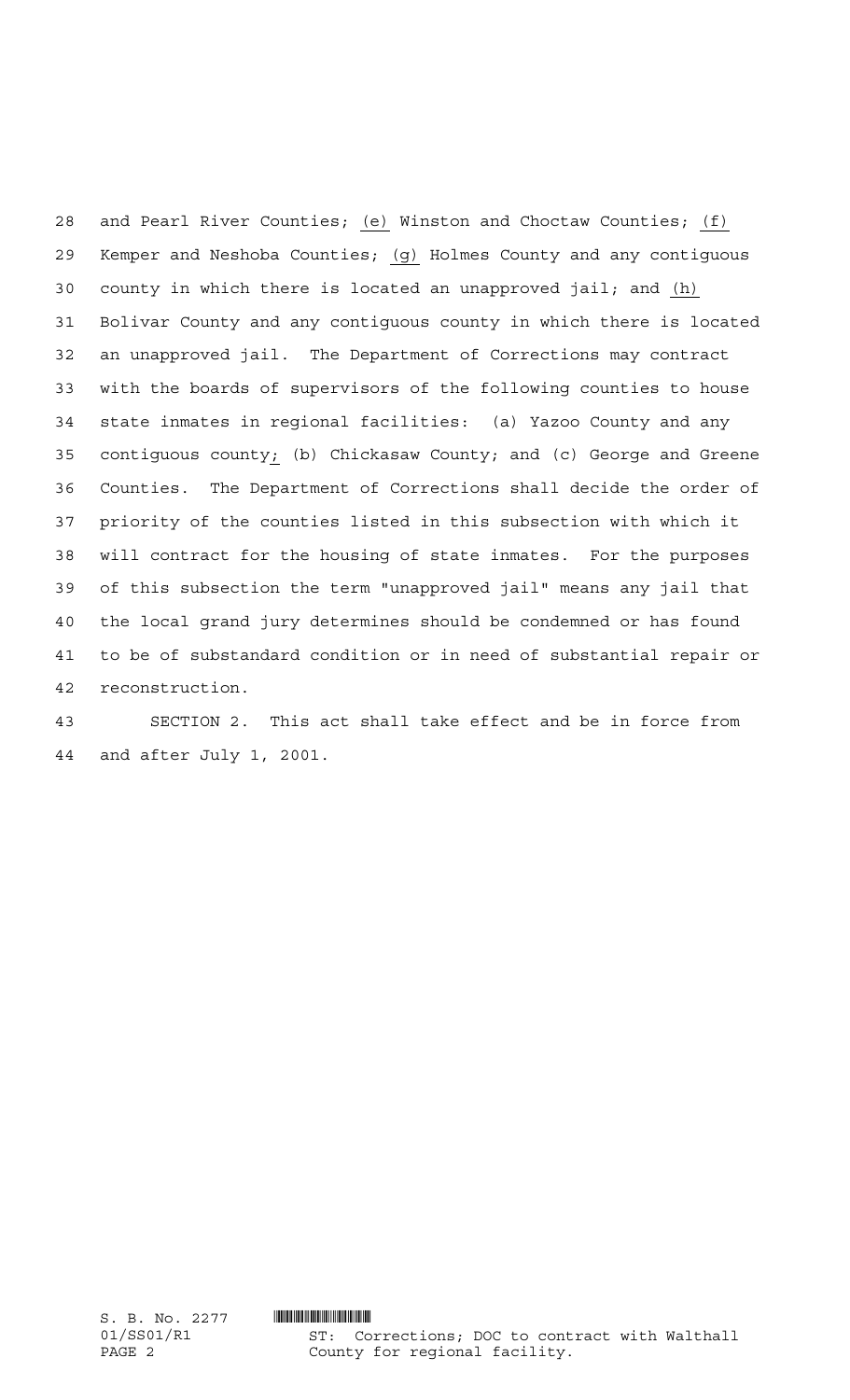and Pearl River Counties; (e) Winston and Choctaw Counties; (f) Kemper and Neshoba Counties; (g) Holmes County and any contiguous county in which there is located an unapproved jail; and (h) Bolivar County and any contiguous county in which there is located an unapproved jail. The Department of Corrections may contract with the boards of supervisors of the following counties to house state inmates in regional facilities: (a) Yazoo County and any contiguous county; (b) Chickasaw County; and (c) George and Greene Counties. The Department of Corrections shall decide the order of priority of the counties listed in this subsection with which it will contract for the housing of state inmates. For the purposes of this subsection the term "unapproved jail" means any jail that the local grand jury determines should be condemned or has found to be of substandard condition or in need of substantial repair or reconstruction.

SECTION 2. This act shall take effect and be in force from and after July 1, 2001.

S. B. No. 2277
01/SS01/R1
ST: Corrections; DOC to contract with Walthall County for regional facility.